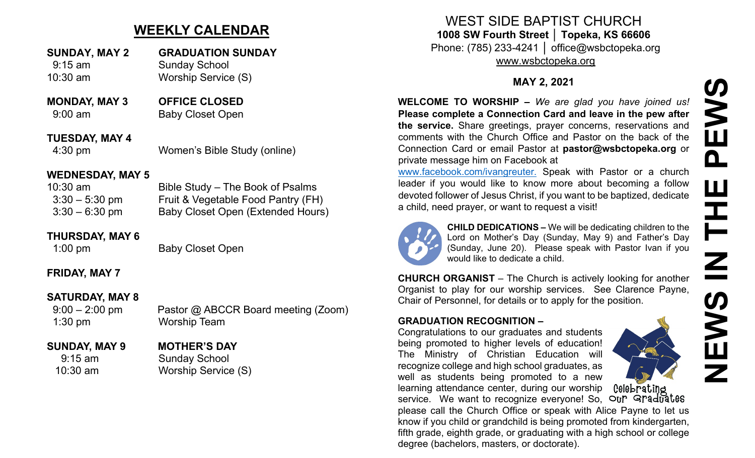## WEEKLY CALENDAR

**SUNDAY, MAY 2** — **GRADUATION SUNDAY**
- 9:15 am — Sunday School
- 10:30 am — Worship Service (S)

**MONDAY, MAY 3** — **OFFICE CLOSED**
- 9:00 am — Baby Closet Open

**TUESDAY, MAY 4**
- 4:30 pm — Women's Bible Study (online)

**WEDNESDAY, MAY 5**
- 10:30 am — Bible Study – The Book of Psalms
- 3:30 – 5:30 pm — Fruit & Vegetable Food Pantry (FH)
- 3:30 – 6:30 pm — Baby Closet Open (Extended Hours)

**THURSDAY, MAY 6**
- 1:00 pm — Baby Closet Open

**FRIDAY, MAY 7**

**SATURDAY, MAY 8**
- 9:00 – 2:00 pm — Pastor @ ABCCR Board meeting (Zoom)
- 1:30 pm — Worship Team

**SUNDAY, MAY 9** — **MOTHER'S DAY**
- 9:15 am — Sunday School
- 10:30 am — Worship Service (S)

# NEWS IN THE PEWS

WEST SIDE BAPTIST CHURCH
**1008 SW Fourth Street │ Topeka, KS 66606**
Phone: (785) 233-4241 │ office@wsbctopeka.org
www.wsbctopeka.org

**MAY 2, 2021**

**WELCOME TO WORSHIP –** *We are glad you have joined us!* **Please complete a Connection Card and leave in the pew after the service.** Share greetings, prayer concerns, reservations and comments with the Church Office and Pastor on the back of the Connection Card or email Pastor at **pastor@wsbctopeka.org** or private message him on Facebook at www.facebook.com/ivangreuter. Speak with Pastor or a church leader if you would like to know more about becoming a follow devoted follower of Jesus Christ, if you want to be baptized, dedicate a child, need prayer, or want to request a visit!

**CHILD DEDICATIONS –** We will be dedicating children to the Lord on Mother's Day (Sunday, May 9) and Father's Day (Sunday, June 20). Please speak with Pastor Ivan if you would like to dedicate a child.

**CHURCH ORGANIST** – The Church is actively looking for another Organist to play for our worship services. See Clarence Payne, Chair of Personnel, for details or to apply for the position.

**GRADUATION RECOGNITION –**
Congratulations to our graduates and students being promoted to higher levels of education! The Ministry of Christian Education will recognize college and high school graduates, as well as students being promoted to a new learning attendance center, during our worship service. We want to recognize everyone! So, please call the Church Office or speak with Alice Payne to let us know if you child or grandchild is being promoted from kindergarten, fifth grade, eighth grade, or graduating with a high school or college degree (bachelors, masters, or doctorate).

Celebrating Our Graduates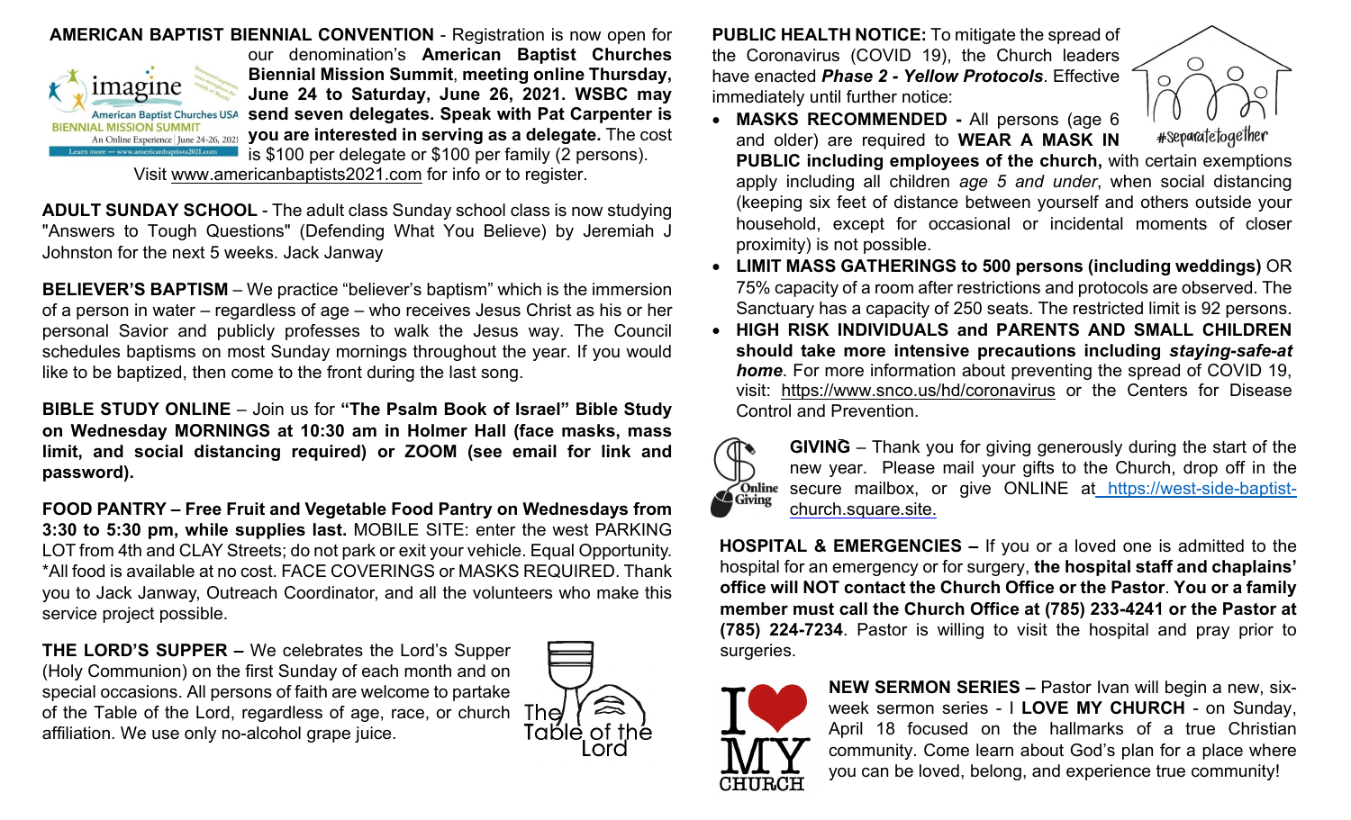**AMERICAN BAPTIST BIENNIAL CONVENTION** - Registration is now open for our denomination's **American Baptist Churches Biennial Mission Summit**, **meeting online Thursday, June 24 to Saturday, June 26, 2021. WSBC may send seven delegates. Speak with Pat Carpenter is you are interested in serving as a delegate.** The cost is $100 per delegate or $100 per family (2 persons). Visit www.americanbaptists2021.com for info or to register.

**ADULT SUNDAY SCHOOL** - The adult class Sunday school class is now studying "Answers to Tough Questions" (Defending What You Believe) by Jeremiah J Johnston for the next 5 weeks. Jack Janway

**BELIEVER'S BAPTISM** – We practice "believer's baptism" which is the immersion of a person in water – regardless of age – who receives Jesus Christ as his or her personal Savior and publicly professes to walk the Jesus way. The Council schedules baptisms on most Sunday mornings throughout the year. If you would like to be baptized, then come to the front during the last song.

**BIBLE STUDY ONLINE** – Join us for **"The Psalm Book of Israel" Bible Study on Wednesday MORNINGS at 10:30 am in Holmer Hall (face masks, mass limit, and social distancing required) or ZOOM (see email for link and password).**

**FOOD PANTRY – Free Fruit and Vegetable Food Pantry on Wednesdays from 3:30 to 5:30 pm, while supplies last.** MOBILE SITE: enter the west PARKING LOT from 4th and CLAY Streets; do not park or exit your vehicle. Equal Opportunity. *All food is available at no cost. FACE COVERINGS or MASKS REQUIRED. Thank you to Jack Janway, Outreach Coordinator, and all the volunteers who make this service project possible.

**THE LORD'S SUPPER –** We celebrates the Lord's Supper (Holy Communion) on the first Sunday of each month and on special occasions. All persons of faith are welcome to partake of the Table of the Lord, regardless of age, race, or church affiliation. We use only no-alcohol grape juice.

**PUBLIC HEALTH NOTICE:** To mitigate the spread of the Coronavirus (COVID 19), the Church leaders have enacted ***Phase 2 - Yellow Protocols***. Effective immediately until further notice:

- **MASKS RECOMMENDED -** All persons (age 6 and older) are required to **WEAR A MASK IN PUBLIC including employees of the church,** with certain exemptions apply including all children *age 5 and under*, when social distancing (keeping six feet of distance between yourself and others outside your household, except for occasional or incidental moments of closer proximity) is not possible.
- **LIMIT MASS GATHERINGS to 500 persons (including weddings)** OR 75% capacity of a room after restrictions and protocols are observed. The Sanctuary has a capacity of 250 seats. The restricted limit is 92 persons.
- **HIGH RISK INDIVIDUALS and PARENTS AND SMALL CHILDREN should take more intensive precautions including *staying-safe-at home***. For more information about preventing the spread of COVID 19, visit: https://www.snco.us/hd/coronavirus or the Centers for Disease Control and Prevention.

**GIVING** – Thank you for giving generously during the start of the new year. Please mail your gifts to the Church, drop off in the secure mailbox, or give ONLINE at https://west-side-baptist-church.square.site.

**HOSPITAL & EMERGENCIES –** If you or a loved one is admitted to the hospital for an emergency or for surgery, **the hospital staff and chaplains' office will NOT contact the Church Office or the Pastor**. **You or a family member must call the Church Office at (785) 233-4241 or the Pastor at (785) 224-7234**. Pastor is willing to visit the hospital and pray prior to surgeries.

**NEW SERMON SERIES –** Pastor Ivan will begin a new, six-week sermon series - I **LOVE MY CHURCH** - on Sunday, April 18 focused on the hallmarks of a true Christian community. Come learn about God's plan for a place where you can be loved, belong, and experience true community!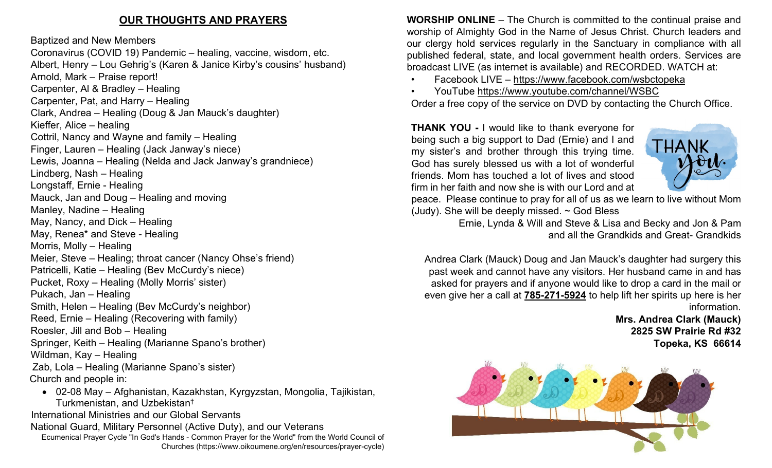## OUR THOUGHTS AND PRAYERS

Baptized and New Members
Coronavirus (COVID 19) Pandemic – healing, vaccine, wisdom, etc.
Albert, Henry – Lou Gehrig's (Karen & Janice Kirby's cousins' husband)
Arnold, Mark – Praise report!
Carpenter, Al & Bradley – Healing
Carpenter, Pat, and Harry – Healing
Clark, Andrea – Healing (Doug & Jan Mauck's daughter)
Kieffer, Alice – healing
Cottril, Nancy and Wayne and family – Healing
Finger, Lauren – Healing (Jack Janway's niece)
Lewis, Joanna – Healing (Nelda and Jack Janway's grandniece)
Lindberg, Nash – Healing
Longstaff, Ernie - Healing
Mauck, Jan and Doug – Healing and moving
Manley, Nadine – Healing
May, Nancy, and Dick – Healing
May, Renea* and Steve - Healing
Morris, Molly – Healing
Meier, Steve – Healing; throat cancer (Nancy Ohse's friend)
Patricelli, Katie – Healing (Bev McCurdy's niece)
Pucket, Roxy – Healing (Molly Morris' sister)
Pukach, Jan – Healing
Smith, Helen – Healing (Bev McCurdy's neighbor)
Reed, Ernie – Healing (Recovering with family)
Roesler, Jill and Bob – Healing
Springer, Keith – Healing (Marianne Spano's brother)
Wildman, Kay – Healing
Zab, Lola – Healing (Marianne Spano's sister)
Church and people in:

- 02-08 May – Afghanistan, Kazakhstan, Kyrgyzstan, Mongolia, Tajikistan, Turkmenistan, and Uzbekistan†

International Ministries and our Global Servants
National Guard, Military Personnel (Active Duty), and our Veterans

Ecumenical Prayer Cycle "In God's Hands - Common Prayer for the World" from the World Council of Churches (https://www.oikoumene.org/en/resources/prayer-cycle)

**WORSHIP ONLINE** – The Church is committed to the continual praise and worship of Almighty God in the Name of Jesus Christ. Church leaders and our clergy hold services regularly in the Sanctuary in compliance with all published federal, state, and local government health orders. Services are broadcast LIVE (as internet is available) and RECORDED. WATCH at:

- Facebook LIVE – https://www.facebook.com/wsbctopeka
- YouTube https://www.youtube.com/channel/WSBC

Order a free copy of the service on DVD by contacting the Church Office.

**THANK YOU -** I would like to thank everyone for being such a big support to Dad (Ernie) and I and my sister's and brother through this trying time. God has surely blessed us with a lot of wonderful friends. Mom has touched a lot of lives and stood firm in her faith and now she is with our Lord and at peace. Please continue to pray for all of us as we learn to live without Mom (Judy). She will be deeply missed. ~ God Bless

Ernie, Lynda & Will and Steve & Lisa and Becky and Jon & Pam and all the Grandkids and Great- Grandkids

Andrea Clark (Mauck) Doug and Jan Mauck's daughter had surgery this past week and cannot have any visitors. Her husband came in and has asked for prayers and if anyone would like to drop a card in the mail or even give her a call at **785-271-5924** to help lift her spirits up here is her information.

**Mrs. Andrea Clark (Mauck)**
**2825 SW Prairie Rd #32**
**Topeka, KS 66614**